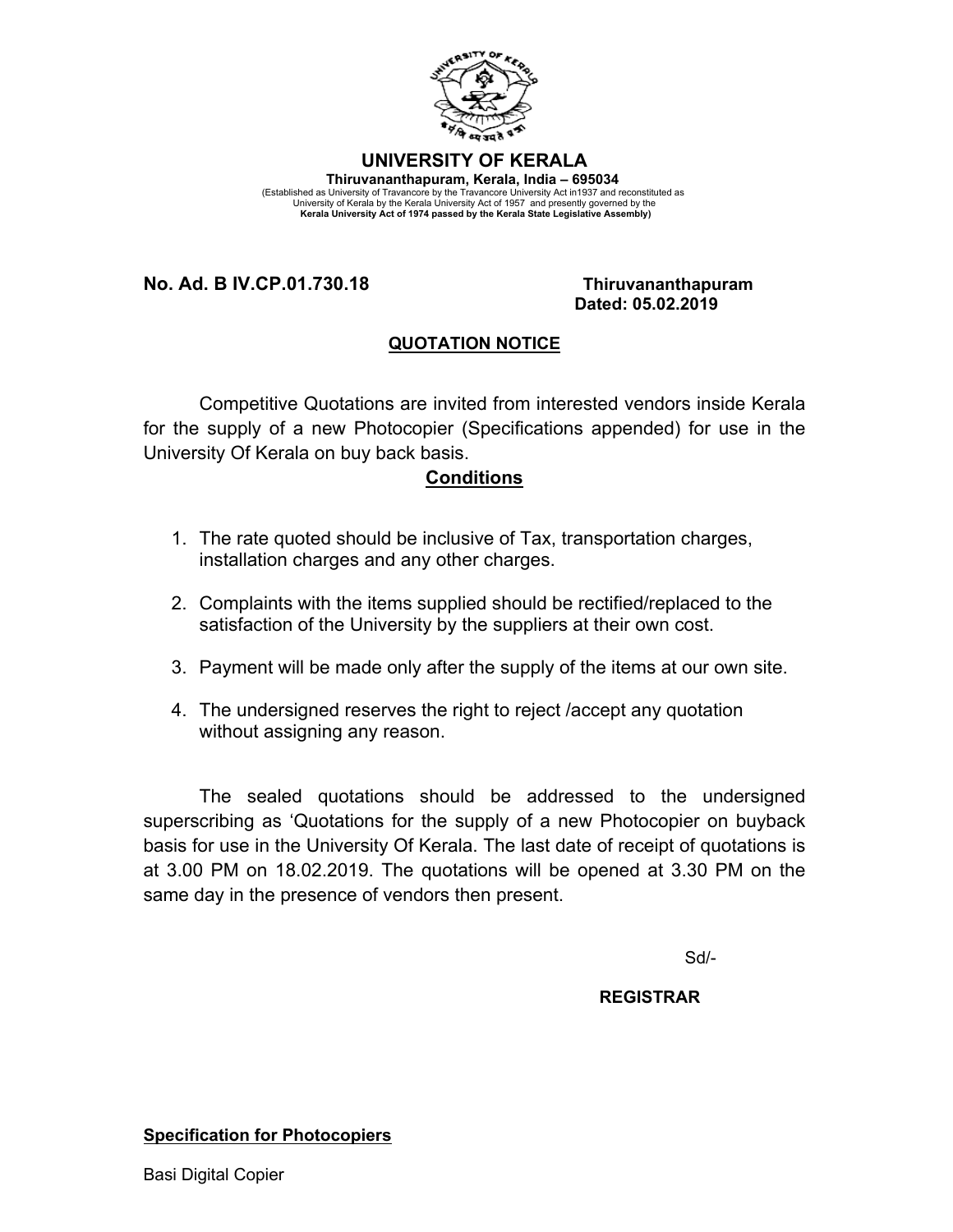# UNIVERSITY OF KERALA

**Thiruvananthapuram, Kerala, India – 695034**

(Established as University of Travancore by the Travancore University Act in1937 and reconstituted as University of Kerala by the Kerala University Act of 1957 and presently governed by the **Kerala University Act of 1974 passed by the Kerala State Legislative Assembly)**

**No. Ad. B IV.CP.01.730.18** **Thiruvananthapuram**
**Dated: 05.02.2019**

## QUOTATION NOTICE

Competitive Quotations are invited from interested vendors inside Kerala for the supply of a new Photocopier (Specifications appended) for use in the University Of Kerala on buy back basis.

## Conditions

1. The rate quoted should be inclusive of Tax, transportation charges, installation charges and any other charges.
2. Complaints with the items supplied should be rectified/replaced to the satisfaction of the University by the suppliers at their own cost.
3. Payment will be made only after the supply of the items at our own site.
4. The undersigned reserves the right to reject /accept any quotation without assigning any reason.

The sealed quotations should be addressed to the undersigned superscribing as 'Quotations for the supply of a new Photocopier on buyback basis for use in the University Of Kerala. The last date of receipt of quotations is at 3.00 PM on 18.02.2019. The quotations will be opened at 3.30 PM on the same day in the presence of vendors then present.

Sd/-

**REGISTRAR**

**Specification for Photocopiers**

Basi Digital Copier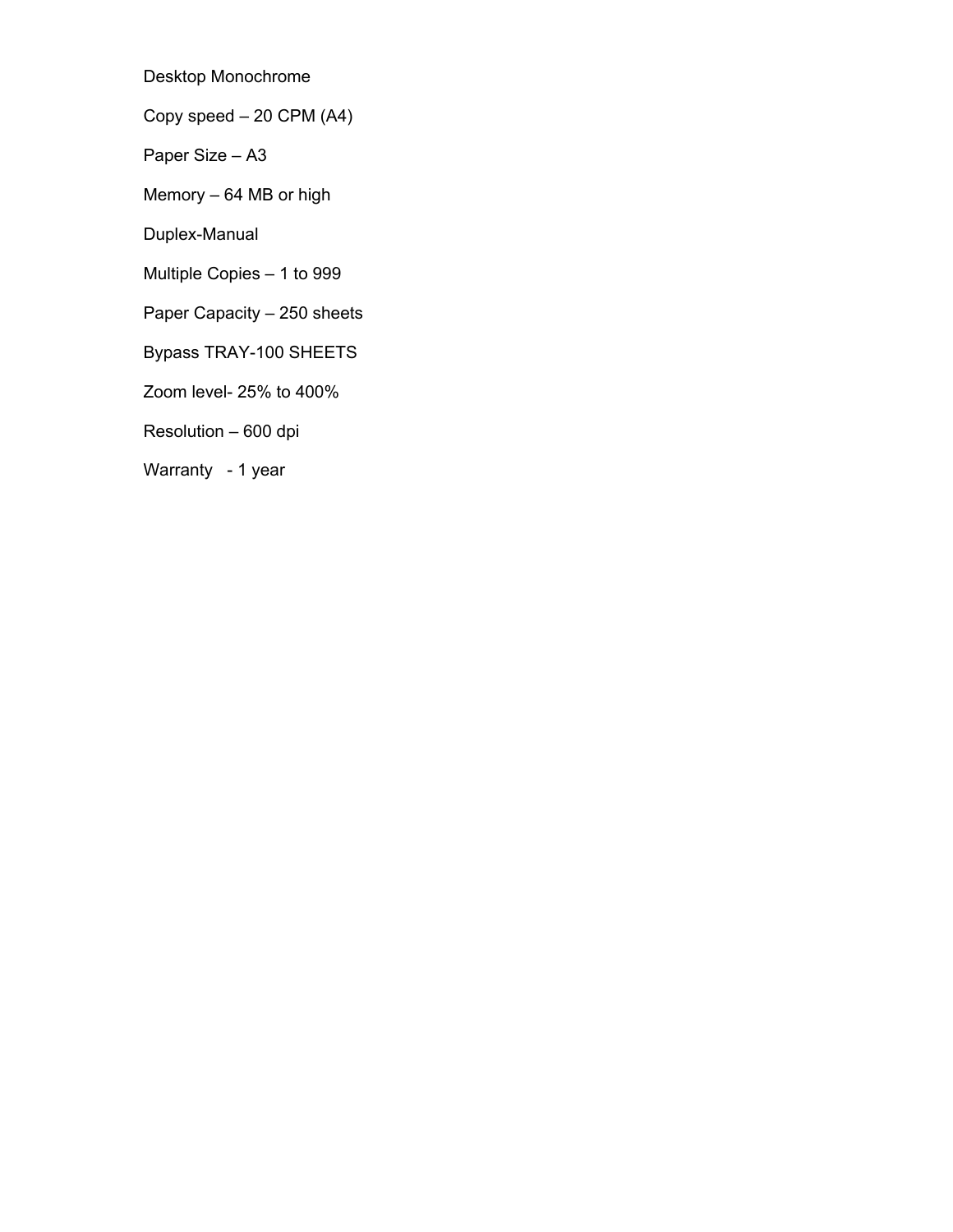Desktop Monochrome

Copy speed – 20 CPM (A4)

Paper Size – A3

Memory – 64 MB or high

Duplex-Manual

Multiple Copies – 1 to 999

Paper Capacity – 250 sheets

Bypass TRAY-100 SHEETS

Zoom level- 25% to 400%

Resolution – 600 dpi

Warranty - 1 year